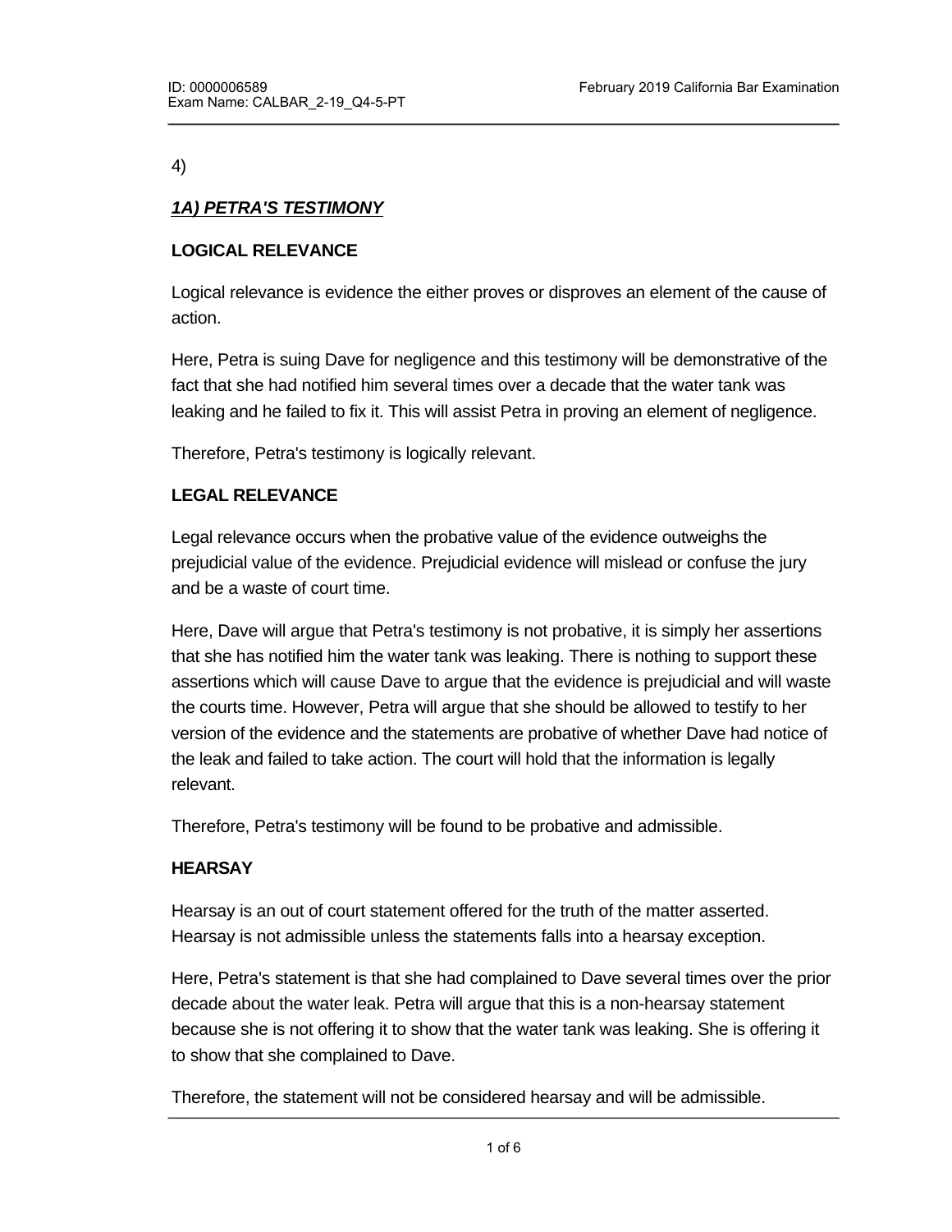4)

***1A) PETRA'S TESTIMONY***

**LOGICAL RELEVANCE**

Logical relevance is evidence the either proves or disproves an element of the cause of action.

Here, Petra is suing Dave for negligence and this testimony will be demonstrative of the fact that she had notified him several times over a decade that the water tank was leaking and he failed to fix it. This will assist Petra in proving an element of negligence.

Therefore, Petra's testimony is logically relevant.

**LEGAL RELEVANCE**

Legal relevance occurs when the probative value of the evidence outweighs the prejudicial value of the evidence. Prejudicial evidence will mislead or confuse the jury and be a waste of court time.

Here, Dave will argue that Petra's testimony is not probative, it is simply her assertions that she has notified him the water tank was leaking. There is nothing to support these assertions which will cause Dave to argue that the evidence is prejudicial and will waste the courts time. However, Petra will argue that she should be allowed to testify to her version of the evidence and the statements are probative of whether Dave had notice of the leak and failed to take action. The court will hold that the information is legally relevant.

Therefore, Petra's testimony will be found to be probative and admissible.

**HEARSAY**

Hearsay is an out of court statement offered for the truth of the matter asserted. Hearsay is not admissible unless the statements falls into a hearsay exception.

Here, Petra's statement is that she had complained to Dave several times over the prior decade about the water leak. Petra will argue that this is a non-hearsay statement because she is not offering it to show that the water tank was leaking. She is offering it to show that she complained to Dave.

Therefore, the statement will not be considered hearsay and will be admissible.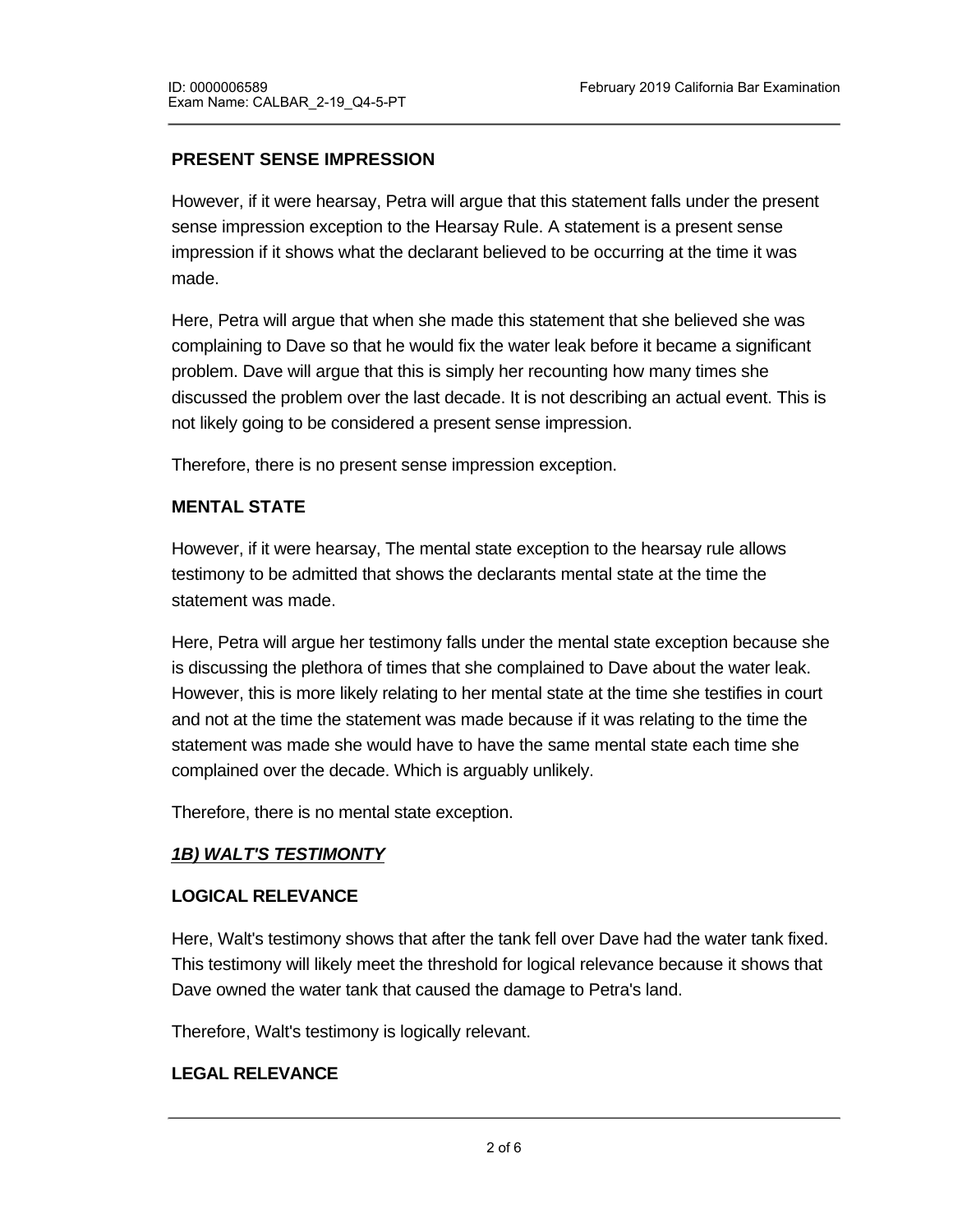**PRESENT SENSE IMPRESSION**

However, if it were hearsay, Petra will argue that this statement falls under the present sense impression exception to the Hearsay Rule. A statement is a present sense impression if it shows what the declarant believed to be occurring at the time it was made.

Here, Petra will argue that when she made this statement that she believed she was complaining to Dave so that he would fix the water leak before it became a significant problem. Dave will argue that this is simply her recounting how many times she discussed the problem over the last decade. It is not describing an actual event. This is not likely going to be considered a present sense impression.

Therefore, there is no present sense impression exception.

**MENTAL STATE**

However, if it were hearsay, The mental state exception to the hearsay rule allows testimony to be admitted that shows the declarants mental state at the time the statement was made.

Here, Petra will argue her testimony falls under the mental state exception because she is discussing the plethora of times that she complained to Dave about the water leak. However, this is more likely relating to her mental state at the time she testifies in court and not at the time the statement was made because if it was relating to the time the statement was made she would have to have the same mental state each time she complained over the decade. Which is arguably unlikely.

Therefore, there is no mental state exception.

***1B) WALT'S TESTIMONTY***

**LOGICAL RELEVANCE**

Here, Walt's testimony shows that after the tank fell over Dave had the water tank fixed. This testimony will likely meet the threshold for logical relevance because it shows that Dave owned the water tank that caused the damage to Petra's land.

Therefore, Walt's testimony is logically relevant.

**LEGAL RELEVANCE**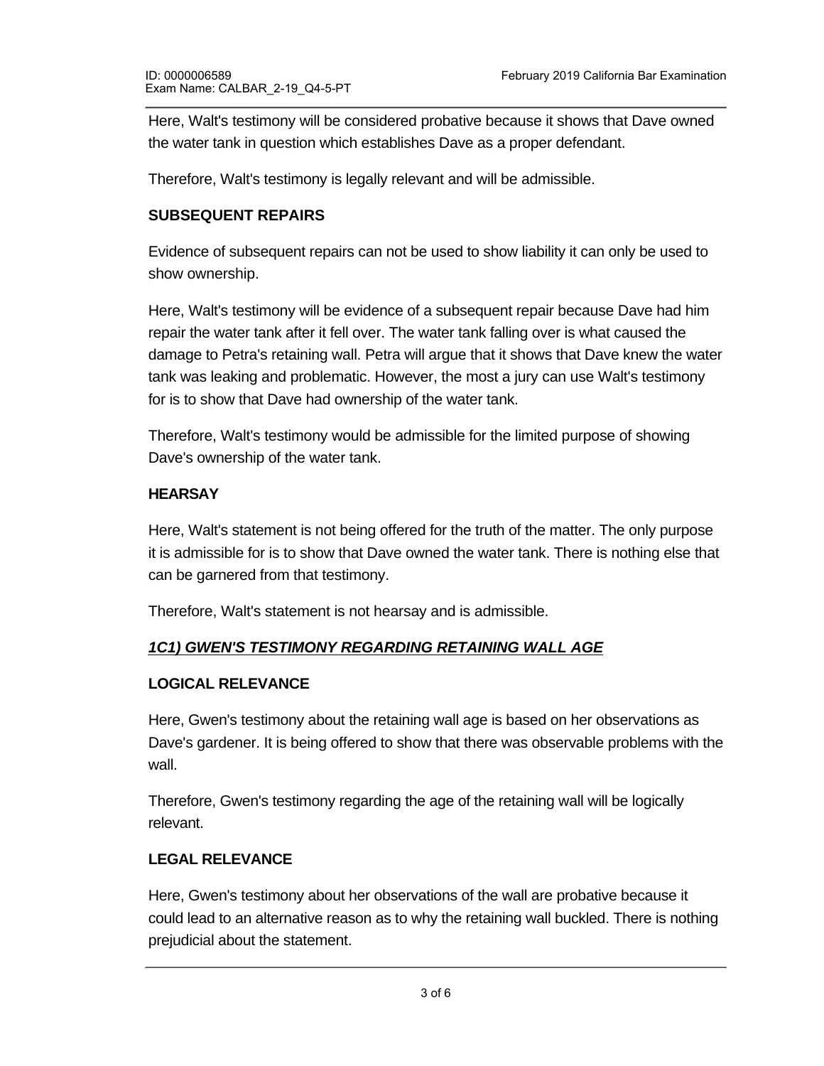Here, Walt's testimony will be considered probative because it shows that Dave owned the water tank in question which establishes Dave as a proper defendant.

Therefore, Walt's testimony is legally relevant and will be admissible.

**SUBSEQUENT REPAIRS**

Evidence of subsequent repairs can not be used to show liability it can only be used to show ownership.

Here, Walt's testimony will be evidence of a subsequent repair because Dave had him repair the water tank after it fell over. The water tank falling over is what caused the damage to Petra's retaining wall. Petra will argue that it shows that Dave knew the water tank was leaking and problematic. However, the most a jury can use Walt's testimony for is to show that Dave had ownership of the water tank.

Therefore, Walt's testimony would be admissible for the limited purpose of showing Dave's ownership of the water tank.

**HEARSAY**

Here, Walt's statement is not being offered for the truth of the matter. The only purpose it is admissible for is to show that Dave owned the water tank. There is nothing else that can be garnered from that testimony.

Therefore, Walt's statement is not hearsay and is admissible.

***1C1) GWEN'S TESTIMONY REGARDING RETAINING WALL AGE***

**LOGICAL RELEVANCE**

Here, Gwen's testimony about the retaining wall age is based on her observations as Dave's gardener. It is being offered to show that there was observable problems with the wall.

Therefore, Gwen's testimony regarding the age of the retaining wall will be logically relevant.

**LEGAL RELEVANCE**

Here, Gwen's testimony about her observations of the wall are probative because it could lead to an alternative reason as to why the retaining wall buckled. There is nothing prejudicial about the statement.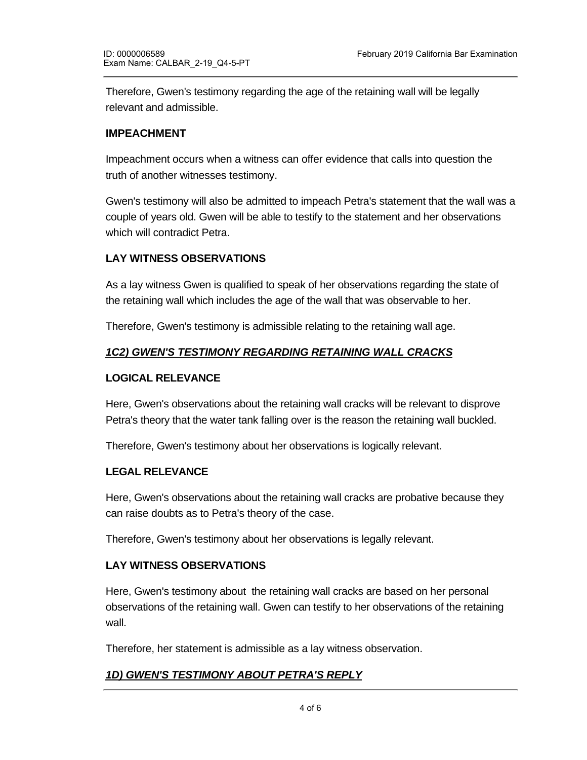Therefore, Gwen's testimony regarding the age of the retaining wall will be legally relevant and admissible.

**IMPEACHMENT**

Impeachment occurs when a witness can offer evidence that calls into question the truth of another witnesses testimony.

Gwen's testimony will also be admitted to impeach Petra's statement that the wall was a couple of years old. Gwen will be able to testify to the statement and her observations which will contradict Petra.

**LAY WITNESS OBSERVATIONS**

As a lay witness Gwen is qualified to speak of her observations regarding the state of the retaining wall which includes the age of the wall that was observable to her.

Therefore, Gwen's testimony is admissible relating to the retaining wall age.

***1C2) GWEN'S TESTIMONY REGARDING RETAINING WALL CRACKS***

**LOGICAL RELEVANCE**

Here, Gwen's observations about the retaining wall cracks will be relevant to disprove Petra's theory that the water tank falling over is the reason the retaining wall buckled.

Therefore, Gwen's testimony about her observations is logically relevant.

**LEGAL RELEVANCE**

Here, Gwen's observations about the retaining wall cracks are probative because they can raise doubts as to Petra's theory of the case.

Therefore, Gwen's testimony about her observations is legally relevant.

**LAY WITNESS OBSERVATIONS**

Here, Gwen's testimony about the retaining wall cracks are based on her personal observations of the retaining wall. Gwen can testify to her observations of the retaining wall.

Therefore, her statement is admissible as a lay witness observation.

***1D) GWEN'S TESTIMONY ABOUT PETRA'S REPLY***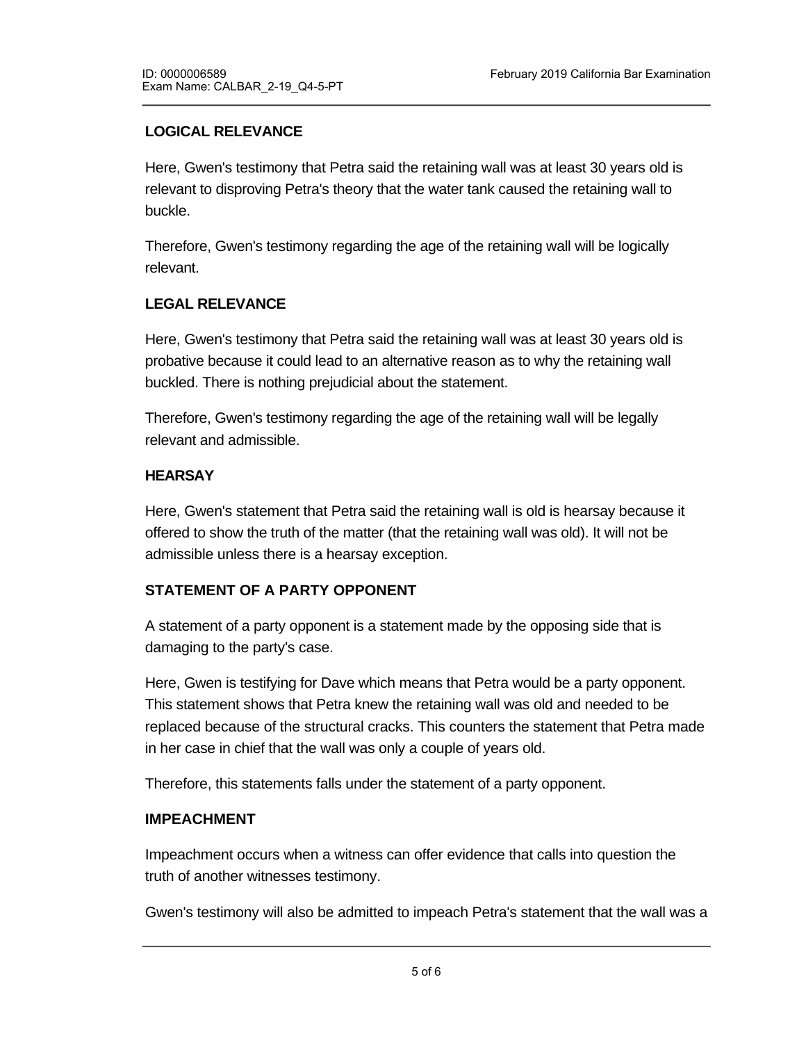**LOGICAL RELEVANCE**

Here, Gwen's testimony that Petra said the retaining wall was at least 30 years old is relevant to disproving Petra's theory that the water tank caused the retaining wall to buckle.

Therefore, Gwen's testimony regarding the age of the retaining wall will be logically relevant.

**LEGAL RELEVANCE**

Here, Gwen's testimony that Petra said the retaining wall was at least 30 years old is probative because it could lead to an alternative reason as to why the retaining wall buckled. There is nothing prejudicial about the statement.

Therefore, Gwen's testimony regarding the age of the retaining wall will be legally relevant and admissible.

**HEARSAY**

Here, Gwen's statement that Petra said the retaining wall is old is hearsay because it offered to show the truth of the matter (that the retaining wall was old). It will not be admissible unless there is a hearsay exception.

**STATEMENT OF A PARTY OPPONENT**

A statement of a party opponent is a statement made by the opposing side that is damaging to the party's case.

Here, Gwen is testifying for Dave which means that Petra would be a party opponent. This statement shows that Petra knew the retaining wall was old and needed to be replaced because of the structural cracks. This counters the statement that Petra made in her case in chief that the wall was only a couple of years old.

Therefore, this statements falls under the statement of a party opponent.

**IMPEACHMENT**

Impeachment occurs when a witness can offer evidence that calls into question the truth of another witnesses testimony.

Gwen's testimony will also be admitted to impeach Petra's statement that the wall was a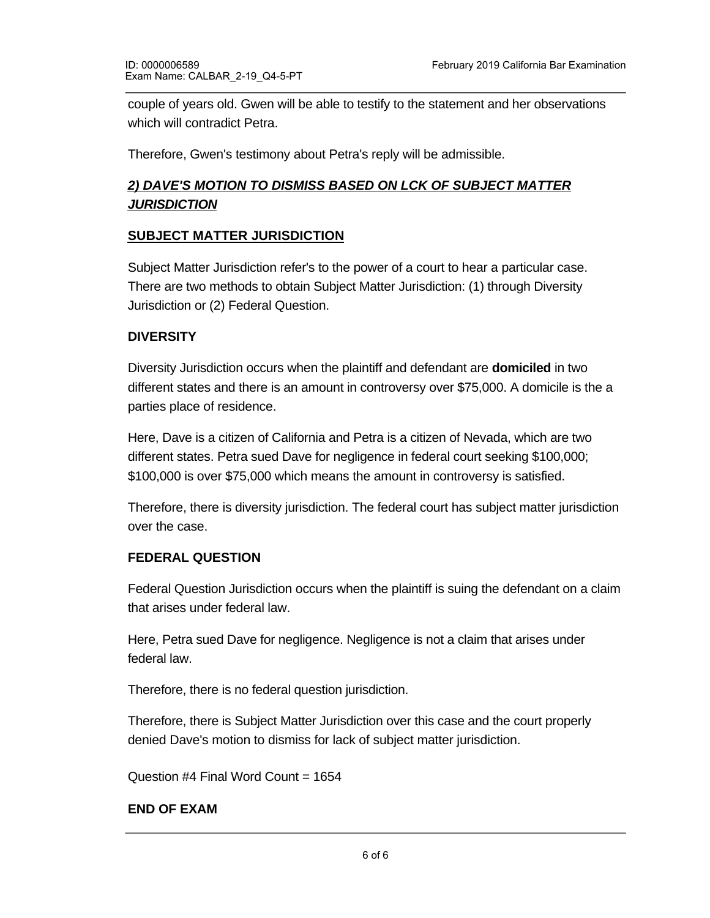couple of years old. Gwen will be able to testify to the statement and her observations which will contradict Petra.

Therefore, Gwen's testimony about Petra's reply will be admissible.

## ***2) DAVE'S MOTION TO DISMISS BASED ON LCK OF SUBJECT MATTER JURISDICTION***

### SUBJECT MATTER JURISDICTION

Subject Matter Jurisdiction refer's to the power of a court to hear a particular case. There are two methods to obtain Subject Matter Jurisdiction: (1) through Diversity Jurisdiction or (2) Federal Question.

**DIVERSITY**

Diversity Jurisdiction occurs when the plaintiff and defendant are **domiciled** in two different states and there is an amount in controversy over $75,000. A domicile is the a parties place of residence.

Here, Dave is a citizen of California and Petra is a citizen of Nevada, which are two different states. Petra sued Dave for negligence in federal court seeking $100,000; $100,000 is over $75,000 which means the amount in controversy is satisfied.

Therefore, there is diversity jurisdiction. The federal court has subject matter jurisdiction over the case.

**FEDERAL QUESTION**

Federal Question Jurisdiction occurs when the plaintiff is suing the defendant on a claim that arises under federal law.

Here, Petra sued Dave for negligence. Negligence is not a claim that arises under federal law.

Therefore, there is no federal question jurisdiction.

Therefore, there is Subject Matter Jurisdiction over this case and the court properly denied Dave's motion to dismiss for lack of subject matter jurisdiction.

Question #4 Final Word Count = 1654

**END OF EXAM**